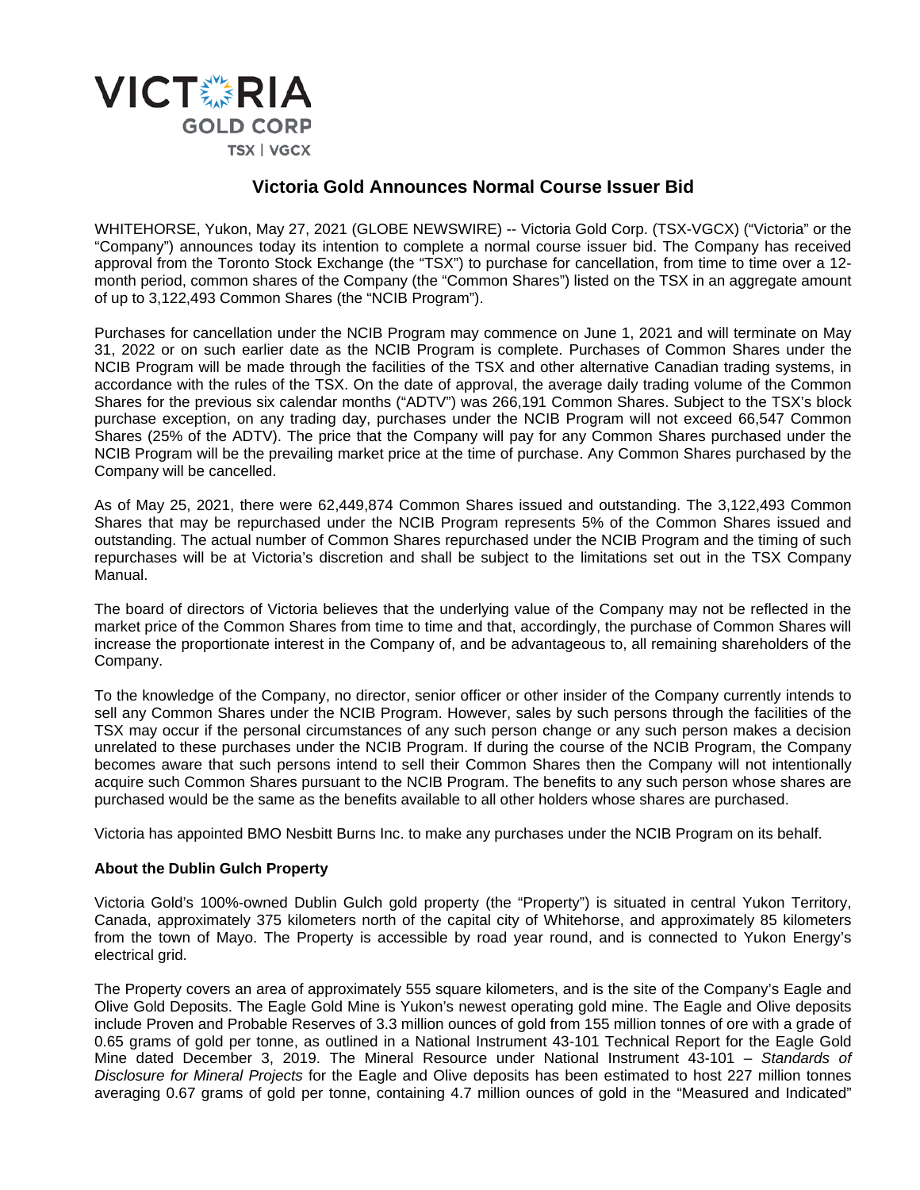VICTORIA GOLD CORP

TSX | VGCX

# Victoria Gold Announces Normal Course Issuer Bid

WHITEHORSE, Yukon, May 27, 2021 (GLOBE NEWSWIRE) -- Victoria Gold Corp. (TSX-VGCX) ("Victoria" or the "Company") announces today its intention to complete a normal course issuer bid. The Company has received approval from the Toronto Stock Exchange (the "TSX") to purchase for cancellation, from time to time over a 12-month period, common shares of the Company (the "Common Shares") listed on the TSX in an aggregate amount of up to 3,122,493 Common Shares (the "NCIB Program").

Purchases for cancellation under the NCIB Program may commence on June 1, 2021 and will terminate on May 31, 2022 or on such earlier date as the NCIB Program is complete. Purchases of Common Shares under the NCIB Program will be made through the facilities of the TSX and other alternative Canadian trading systems, in accordance with the rules of the TSX. On the date of approval, the average daily trading volume of the Common Shares for the previous six calendar months ("ADTV") was 266,191 Common Shares. Subject to the TSX's block purchase exception, on any trading day, purchases under the NCIB Program will not exceed 66,547 Common Shares (25% of the ADTV). The price that the Company will pay for any Common Shares purchased under the NCIB Program will be the prevailing market price at the time of purchase. Any Common Shares purchased by the Company will be cancelled.

As of May 25, 2021, there were 62,449,874 Common Shares issued and outstanding. The 3,122,493 Common Shares that may be repurchased under the NCIB Program represents 5% of the Common Shares issued and outstanding. The actual number of Common Shares repurchased under the NCIB Program and the timing of such repurchases will be at Victoria's discretion and shall be subject to the limitations set out in the TSX Company Manual.

The board of directors of Victoria believes that the underlying value of the Company may not be reflected in the market price of the Common Shares from time to time and that, accordingly, the purchase of Common Shares will increase the proportionate interest in the Company of, and be advantageous to, all remaining shareholders of the Company.

To the knowledge of the Company, no director, senior officer or other insider of the Company currently intends to sell any Common Shares under the NCIB Program. However, sales by such persons through the facilities of the TSX may occur if the personal circumstances of any such person change or any such person makes a decision unrelated to these purchases under the NCIB Program. If during the course of the NCIB Program, the Company becomes aware that such persons intend to sell their Common Shares then the Company will not intentionally acquire such Common Shares pursuant to the NCIB Program. The benefits to any such person whose shares are purchased would be the same as the benefits available to all other holders whose shares are purchased.

Victoria has appointed BMO Nesbitt Burns Inc. to make any purchases under the NCIB Program on its behalf.

**About the Dublin Gulch Property**

Victoria Gold's 100%-owned Dublin Gulch gold property (the "Property") is situated in central Yukon Territory, Canada, approximately 375 kilometers north of the capital city of Whitehorse, and approximately 85 kilometers from the town of Mayo. The Property is accessible by road year round, and is connected to Yukon Energy's electrical grid.

The Property covers an area of approximately 555 square kilometers, and is the site of the Company's Eagle and Olive Gold Deposits. The Eagle Gold Mine is Yukon's newest operating gold mine. The Eagle and Olive deposits include Proven and Probable Reserves of 3.3 million ounces of gold from 155 million tonnes of ore with a grade of 0.65 grams of gold per tonne, as outlined in a National Instrument 43-101 Technical Report for the Eagle Gold Mine dated December 3, 2019. The Mineral Resource under National Instrument 43-101 – *Standards of Disclosure for Mineral Projects* for the Eagle and Olive deposits has been estimated to host 227 million tonnes averaging 0.67 grams of gold per tonne, containing 4.7 million ounces of gold in the "Measured and Indicated"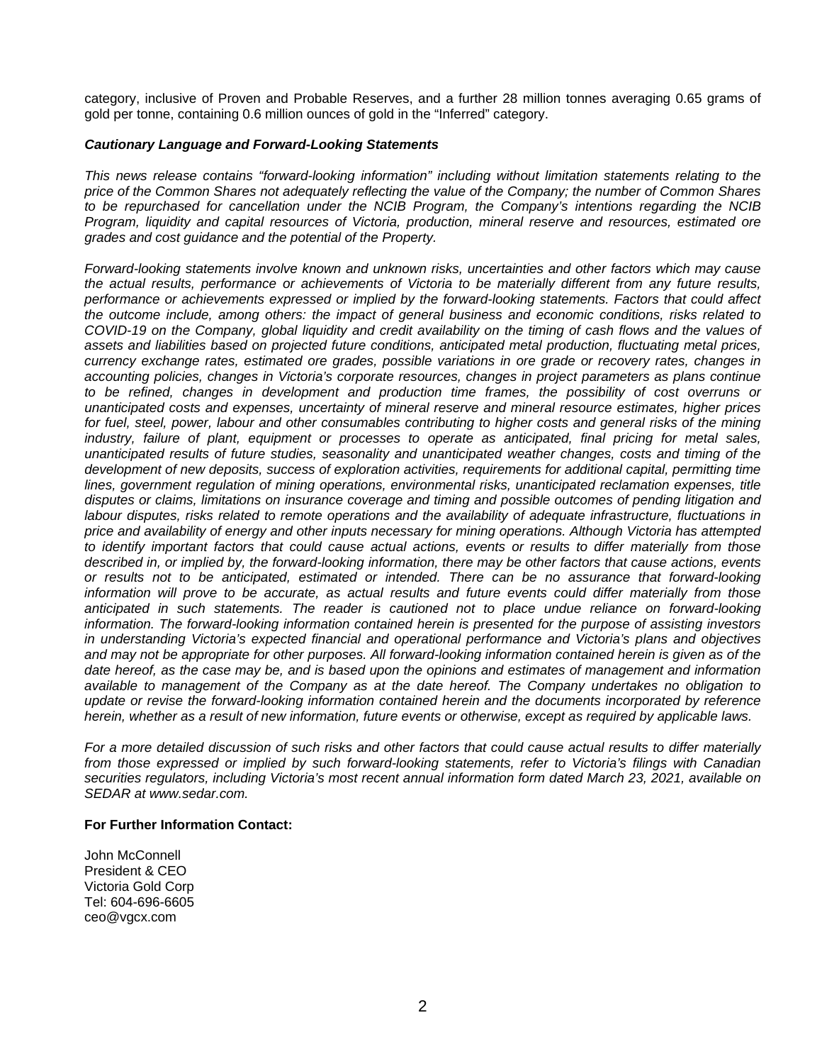category, inclusive of Proven and Probable Reserves, and a further 28 million tonnes averaging 0.65 grams of gold per tonne, containing 0.6 million ounces of gold in the "Inferred" category.

***Cautionary Language and Forward-Looking Statements***

*This news release contains "forward-looking information" including without limitation statements relating to the price of the Common Shares not adequately reflecting the value of the Company; the number of Common Shares to be repurchased for cancellation under the NCIB Program, the Company's intentions regarding the NCIB Program, liquidity and capital resources of Victoria, production, mineral reserve and resources, estimated ore grades and cost guidance and the potential of the Property.*

*Forward-looking statements involve known and unknown risks, uncertainties and other factors which may cause the actual results, performance or achievements of Victoria to be materially different from any future results, performance or achievements expressed or implied by the forward-looking statements. Factors that could affect the outcome include, among others: the impact of general business and economic conditions, risks related to COVID-19 on the Company, global liquidity and credit availability on the timing of cash flows and the values of assets and liabilities based on projected future conditions, anticipated metal production, fluctuating metal prices, currency exchange rates, estimated ore grades, possible variations in ore grade or recovery rates, changes in accounting policies, changes in Victoria's corporate resources, changes in project parameters as plans continue to be refined, changes in development and production time frames, the possibility of cost overruns or unanticipated costs and expenses, uncertainty of mineral reserve and mineral resource estimates, higher prices for fuel, steel, power, labour and other consumables contributing to higher costs and general risks of the mining industry, failure of plant, equipment or processes to operate as anticipated, final pricing for metal sales, unanticipated results of future studies, seasonality and unanticipated weather changes, costs and timing of the development of new deposits, success of exploration activities, requirements for additional capital, permitting time lines, government regulation of mining operations, environmental risks, unanticipated reclamation expenses, title disputes or claims, limitations on insurance coverage and timing and possible outcomes of pending litigation and labour disputes, risks related to remote operations and the availability of adequate infrastructure, fluctuations in price and availability of energy and other inputs necessary for mining operations. Although Victoria has attempted to identify important factors that could cause actual actions, events or results to differ materially from those described in, or implied by, the forward-looking information, there may be other factors that cause actions, events or results not to be anticipated, estimated or intended. There can be no assurance that forward-looking information will prove to be accurate, as actual results and future events could differ materially from those anticipated in such statements. The reader is cautioned not to place undue reliance on forward-looking information. The forward-looking information contained herein is presented for the purpose of assisting investors in understanding Victoria's expected financial and operational performance and Victoria's plans and objectives and may not be appropriate for other purposes. All forward-looking information contained herein is given as of the date hereof, as the case may be, and is based upon the opinions and estimates of management and information available to management of the Company as at the date hereof. The Company undertakes no obligation to update or revise the forward-looking information contained herein and the documents incorporated by reference herein, whether as a result of new information, future events or otherwise, except as required by applicable laws.*

*For a more detailed discussion of such risks and other factors that could cause actual results to differ materially from those expressed or implied by such forward-looking statements, refer to Victoria's filings with Canadian securities regulators, including Victoria's most recent annual information form dated March 23, 2021, available on SEDAR at www.sedar.com.*

**For Further Information Contact:**

John McConnell
President & CEO
Victoria Gold Corp
Tel: 604-696-6605
ceo@vgcx.com